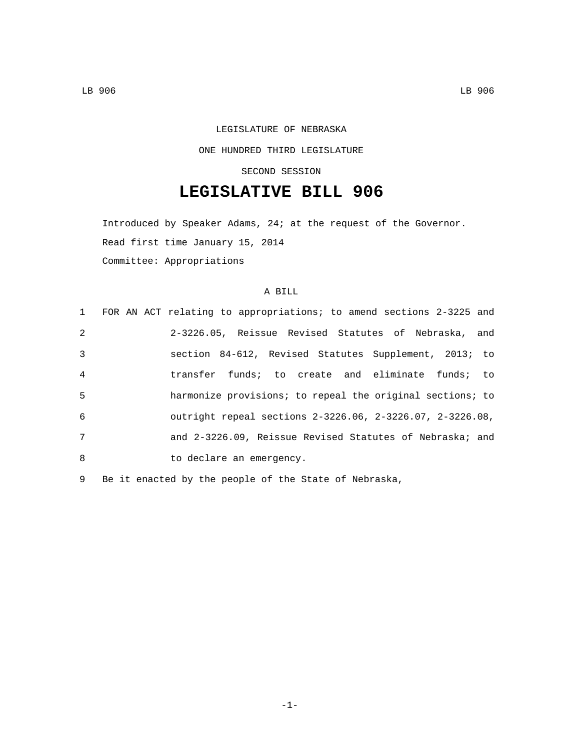LEGISLATURE OF NEBRASKA

ONE HUNDRED THIRD LEGISLATURE

SECOND SESSION

# LEGISLATIVE BILL 906

Introduced by Speaker Adams, 24; at the request of the Governor.

Read first time January 15, 2014

Committee: Appropriations

A BILL

1 FOR AN ACT relating to appropriations; to amend sections 2-3225 and
2 2-3226.05, Reissue Revised Statutes of Nebraska, and
3 section 84-612, Revised Statutes Supplement, 2013; to
4 transfer funds; to create and eliminate funds; to
5 harmonize provisions; to repeal the original sections; to
6 outright repeal sections 2-3226.06, 2-3226.07, 2-3226.08,
7 and 2-3226.09, Reissue Revised Statutes of Nebraska; and
8 to declare an emergency.

9 Be it enacted by the people of the State of Nebraska,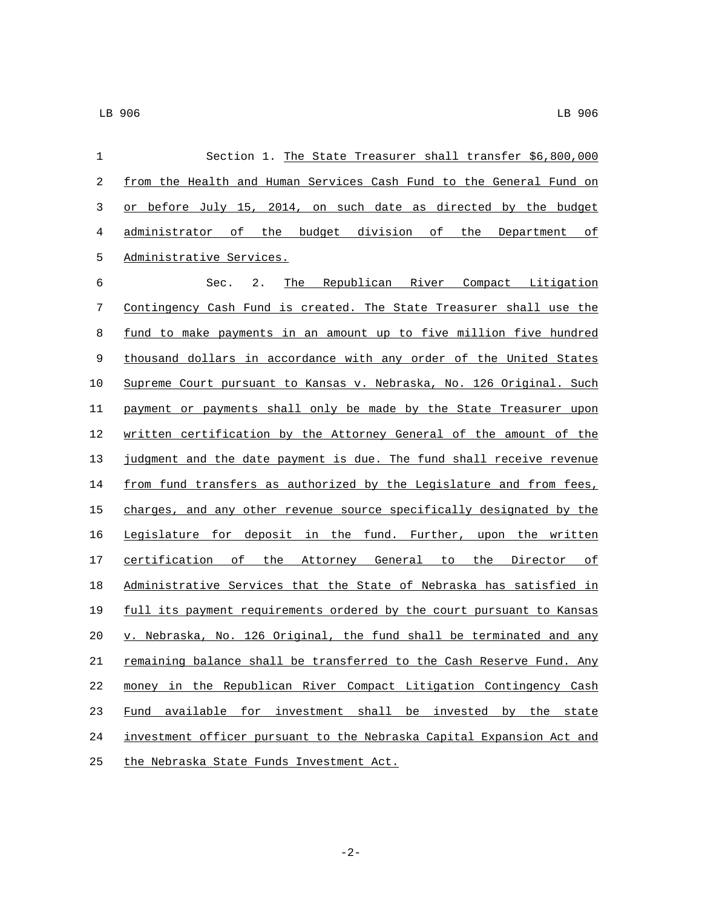Section 1. The State Treasurer shall transfer $6,800,000 from the Health and Human Services Cash Fund to the General Fund on or before July 15, 2014, on such date as directed by the budget administrator of the budget division of the Department of Administrative Services.

Sec. 2. The Republican River Compact Litigation Contingency Cash Fund is created. The State Treasurer shall use the fund to make payments in an amount up to five million five hundred thousand dollars in accordance with any order of the United States Supreme Court pursuant to Kansas v. Nebraska, No. 126 Original. Such payment or payments shall only be made by the State Treasurer upon written certification by the Attorney General of the amount of the judgment and the date payment is due. The fund shall receive revenue from fund transfers as authorized by the Legislature and from fees, charges, and any other revenue source specifically designated by the Legislature for deposit in the fund. Further, upon the written certification of the Attorney General to the Director of Administrative Services that the State of Nebraska has satisfied in full its payment requirements ordered by the court pursuant to Kansas v. Nebraska, No. 126 Original, the fund shall be terminated and any remaining balance shall be transferred to the Cash Reserve Fund. Any money in the Republican River Compact Litigation Contingency Cash Fund available for investment shall be invested by the state investment officer pursuant to the Nebraska Capital Expansion Act and the Nebraska State Funds Investment Act.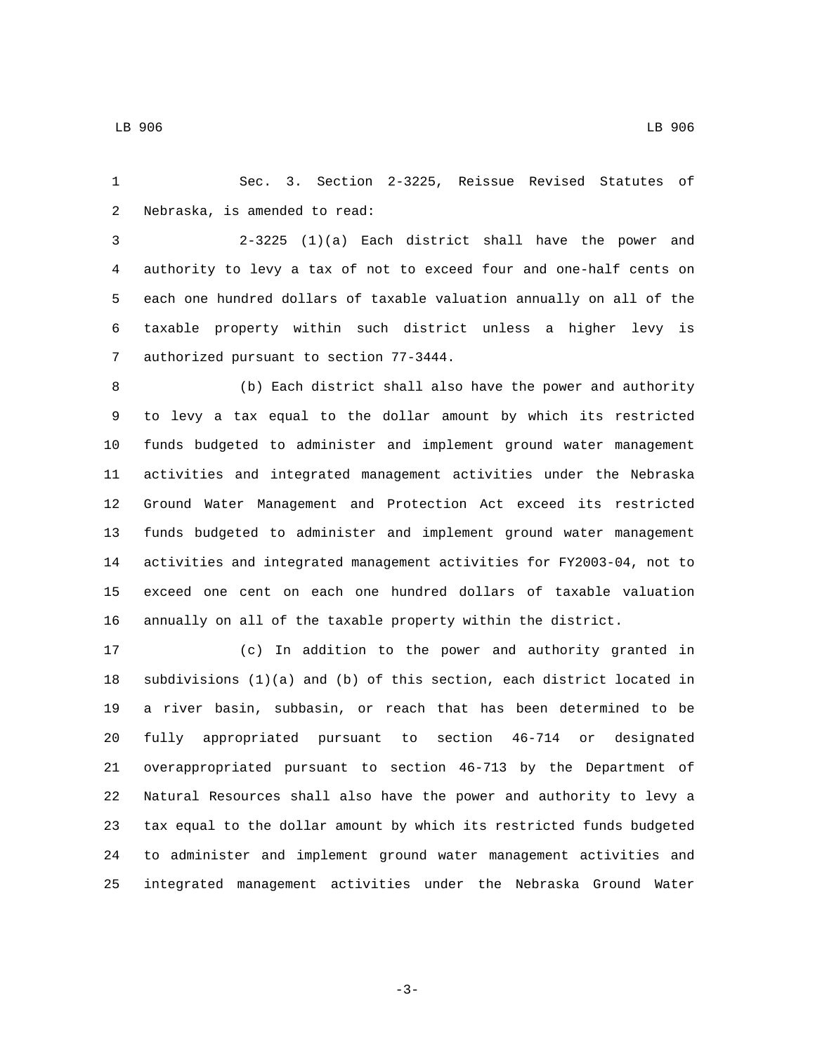Sec. 3. Section 2-3225, Reissue Revised Statutes of Nebraska, is amended to read:

2-3225 (1)(a) Each district shall have the power and authority to levy a tax of not to exceed four and one-half cents on each one hundred dollars of taxable valuation annually on all of the taxable property within such district unless a higher levy is authorized pursuant to section 77-3444.

(b) Each district shall also have the power and authority to levy a tax equal to the dollar amount by which its restricted funds budgeted to administer and implement ground water management activities and integrated management activities under the Nebraska Ground Water Management and Protection Act exceed its restricted funds budgeted to administer and implement ground water management activities and integrated management activities for FY2003-04, not to exceed one cent on each one hundred dollars of taxable valuation annually on all of the taxable property within the district.

(c) In addition to the power and authority granted in subdivisions (1)(a) and (b) of this section, each district located in a river basin, subbasin, or reach that has been determined to be fully appropriated pursuant to section 46-714 or designated overappropriated pursuant to section 46-713 by the Department of Natural Resources shall also have the power and authority to levy a tax equal to the dollar amount by which its restricted funds budgeted to administer and implement ground water management activities and integrated management activities under the Nebraska Ground Water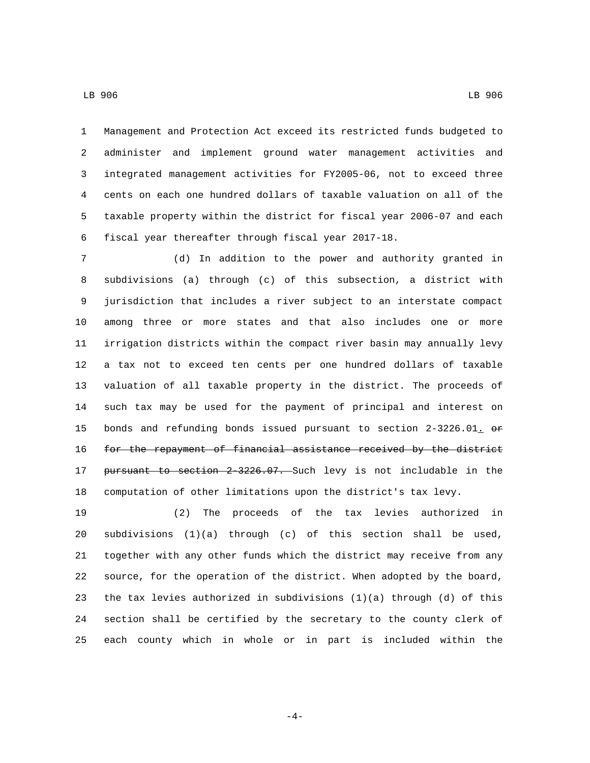Management and Protection Act exceed its restricted funds budgeted to administer and implement ground water management activities and integrated management activities for FY2005-06, not to exceed three cents on each one hundred dollars of taxable valuation on all of the taxable property within the district for fiscal year 2006-07 and each fiscal year thereafter through fiscal year 2017-18.

(d) In addition to the power and authority granted in subdivisions (a) through (c) of this subsection, a district with jurisdiction that includes a river subject to an interstate compact among three or more states and that also includes one or more irrigation districts within the compact river basin may annually levy a tax not to exceed ten cents per one hundred dollars of taxable valuation of all taxable property in the district. The proceeds of such tax may be used for the payment of principal and interest on bonds and refunding bonds issued pursuant to section 2-3226.01. ~~or for the repayment of financial assistance received by the district pursuant to section 2-3226.07.~~ Such levy is not includable in the computation of other limitations upon the district's tax levy.

(2) The proceeds of the tax levies authorized in subdivisions (1)(a) through (c) of this section shall be used, together with any other funds which the district may receive from any source, for the operation of the district. When adopted by the board, the tax levies authorized in subdivisions (1)(a) through (d) of this section shall be certified by the secretary to the county clerk of each county which in whole or in part is included within the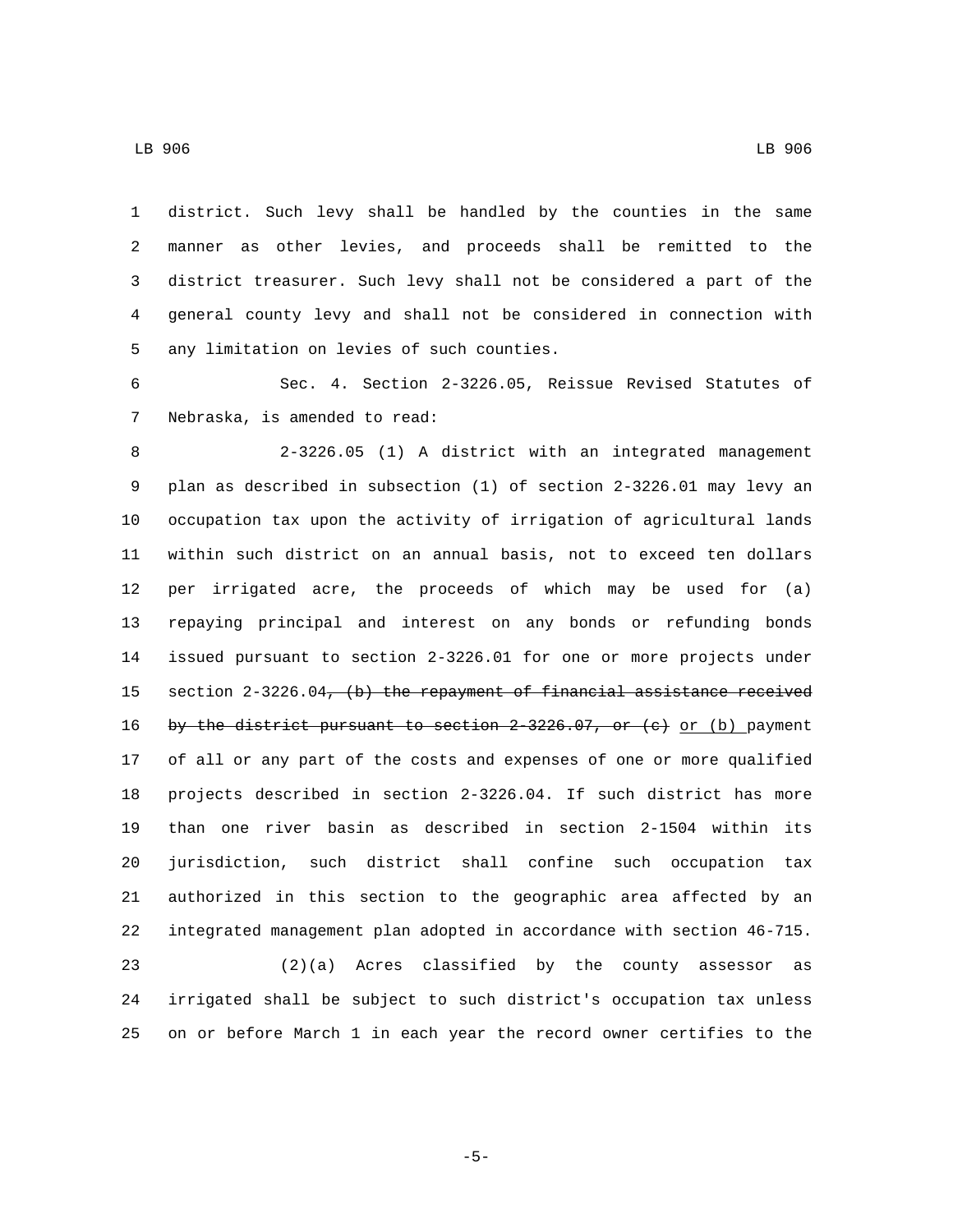district. Such levy shall be handled by the counties in the same manner as other levies, and proceeds shall be remitted to the district treasurer. Such levy shall not be considered a part of the general county levy and shall not be considered in connection with any limitation on levies of such counties.

Sec. 4. Section 2-3226.05, Reissue Revised Statutes of Nebraska, is amended to read:

2-3226.05 (1) A district with an integrated management plan as described in subsection (1) of section 2-3226.01 may levy an occupation tax upon the activity of irrigation of agricultural lands within such district on an annual basis, not to exceed ten dollars per irrigated acre, the proceeds of which may be used for (a) repaying principal and interest on any bonds or refunding bonds issued pursuant to section 2-3226.01 for one or more projects under section 2-3226.04~~, (b) the repayment of financial assistance received by the district pursuant to section 2-3226.07, or (c)~~ or (b) payment of all or any part of the costs and expenses of one or more qualified projects described in section 2-3226.04. If such district has more than one river basin as described in section 2-1504 within its jurisdiction, such district shall confine such occupation tax authorized in this section to the geographic area affected by an integrated management plan adopted in accordance with section 46-715.

(2)(a) Acres classified by the county assessor as irrigated shall be subject to such district's occupation tax unless on or before March 1 in each year the record owner certifies to the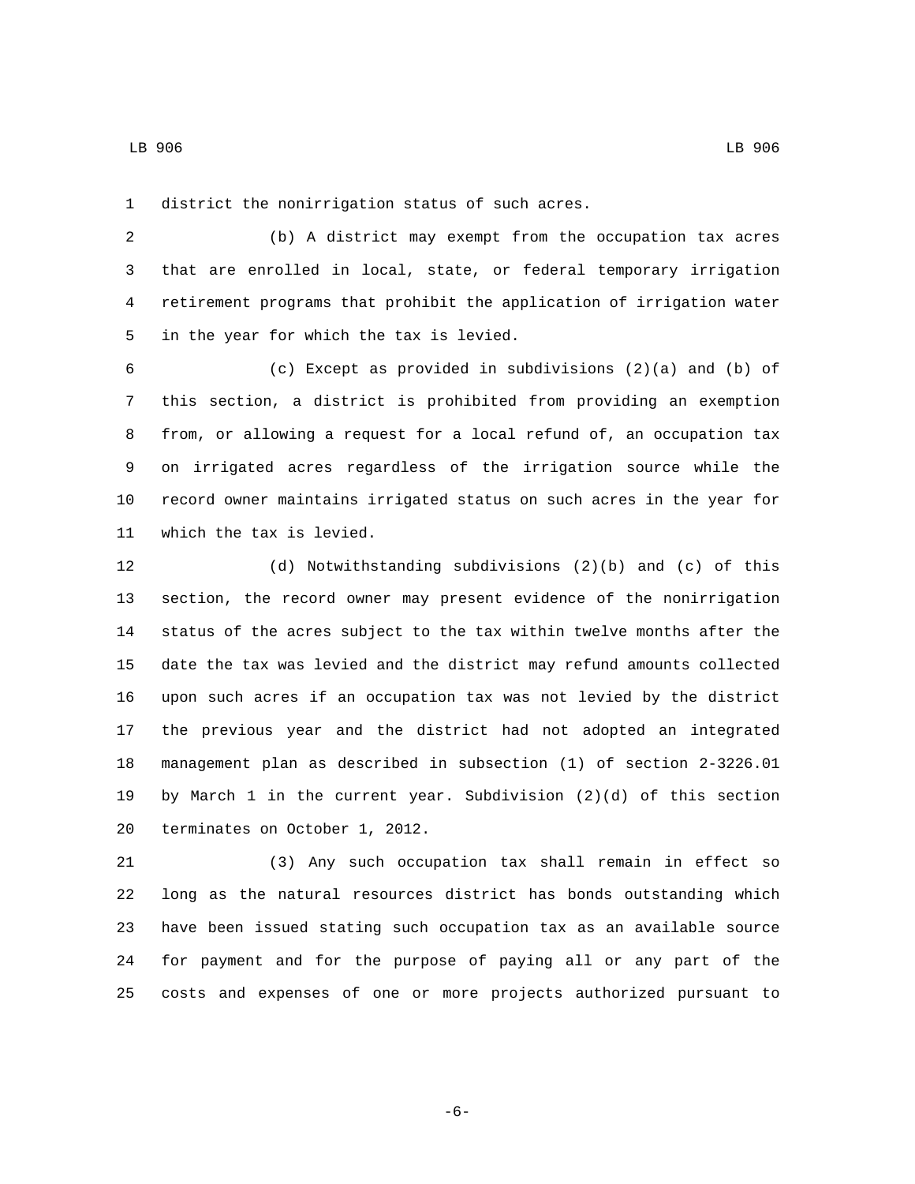district the nonirrigation status of such acres.

(b) A district may exempt from the occupation tax acres that are enrolled in local, state, or federal temporary irrigation retirement programs that prohibit the application of irrigation water in the year for which the tax is levied.

(c) Except as provided in subdivisions (2)(a) and (b) of this section, a district is prohibited from providing an exemption from, or allowing a request for a local refund of, an occupation tax on irrigated acres regardless of the irrigation source while the record owner maintains irrigated status on such acres in the year for which the tax is levied.

(d) Notwithstanding subdivisions (2)(b) and (c) of this section, the record owner may present evidence of the nonirrigation status of the acres subject to the tax within twelve months after the date the tax was levied and the district may refund amounts collected upon such acres if an occupation tax was not levied by the district the previous year and the district had not adopted an integrated management plan as described in subsection (1) of section 2-3226.01 by March 1 in the current year. Subdivision (2)(d) of this section terminates on October 1, 2012.

(3) Any such occupation tax shall remain in effect so long as the natural resources district has bonds outstanding which have been issued stating such occupation tax as an available source for payment and for the purpose of paying all or any part of the costs and expenses of one or more projects authorized pursuant to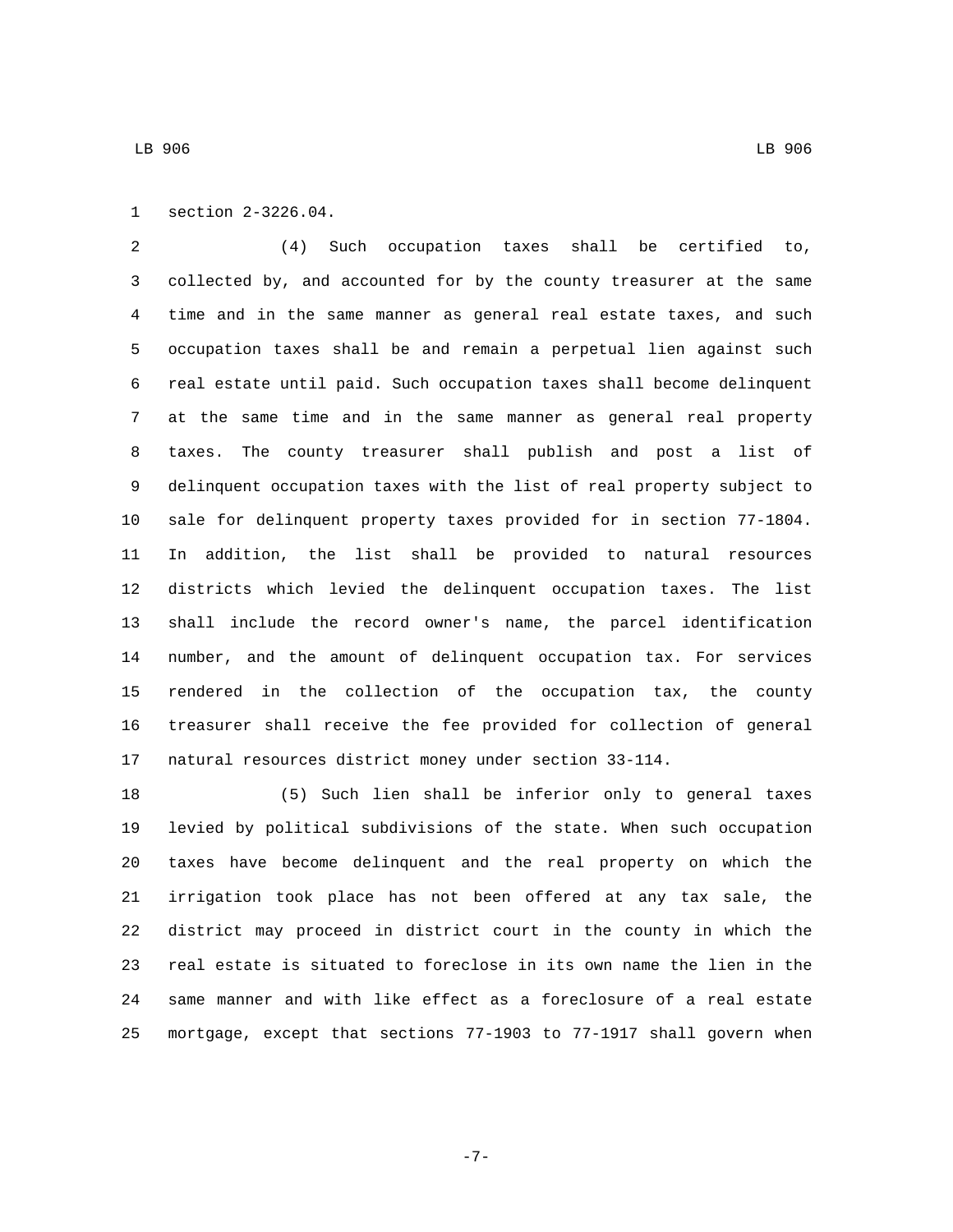section 2-3226.04.

(4) Such occupation taxes shall be certified to, collected by, and accounted for by the county treasurer at the same time and in the same manner as general real estate taxes, and such occupation taxes shall be and remain a perpetual lien against such real estate until paid. Such occupation taxes shall become delinquent at the same time and in the same manner as general real property taxes. The county treasurer shall publish and post a list of delinquent occupation taxes with the list of real property subject to sale for delinquent property taxes provided for in section 77-1804. In addition, the list shall be provided to natural resources districts which levied the delinquent occupation taxes. The list shall include the record owner's name, the parcel identification number, and the amount of delinquent occupation tax. For services rendered in the collection of the occupation tax, the county treasurer shall receive the fee provided for collection of general natural resources district money under section 33-114.

(5) Such lien shall be inferior only to general taxes levied by political subdivisions of the state. When such occupation taxes have become delinquent and the real property on which the irrigation took place has not been offered at any tax sale, the district may proceed in district court in the county in which the real estate is situated to foreclose in its own name the lien in the same manner and with like effect as a foreclosure of a real estate mortgage, except that sections 77-1903 to 77-1917 shall govern when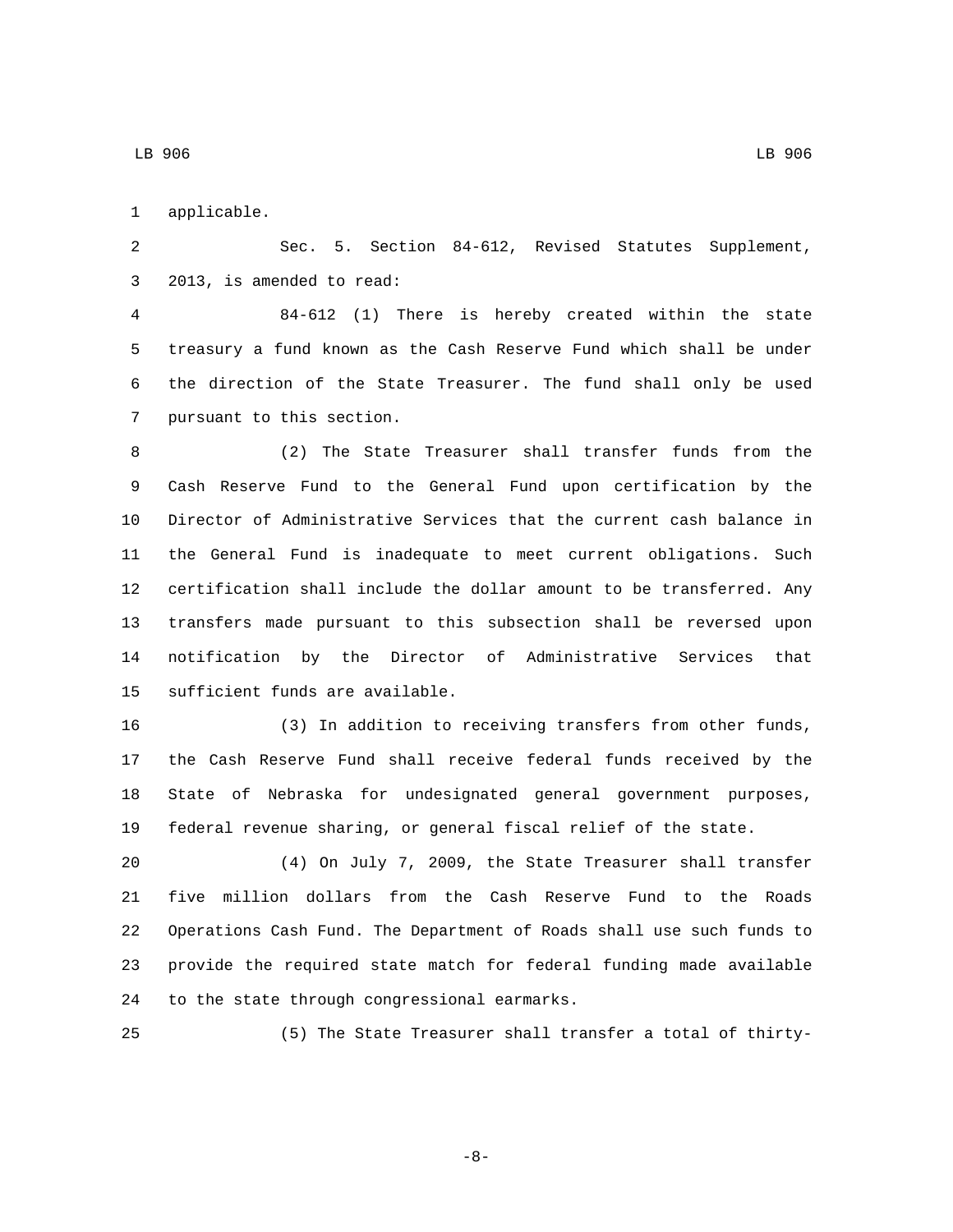applicable.

Sec. 5. Section 84-612, Revised Statutes Supplement, 2013, is amended to read:

84-612 (1) There is hereby created within the state treasury a fund known as the Cash Reserve Fund which shall be under the direction of the State Treasurer. The fund shall only be used pursuant to this section.

(2) The State Treasurer shall transfer funds from the Cash Reserve Fund to the General Fund upon certification by the Director of Administrative Services that the current cash balance in the General Fund is inadequate to meet current obligations. Such certification shall include the dollar amount to be transferred. Any transfers made pursuant to this subsection shall be reversed upon notification by the Director of Administrative Services that sufficient funds are available.

(3) In addition to receiving transfers from other funds, the Cash Reserve Fund shall receive federal funds received by the State of Nebraska for undesignated general government purposes, federal revenue sharing, or general fiscal relief of the state.

(4) On July 7, 2009, the State Treasurer shall transfer five million dollars from the Cash Reserve Fund to the Roads Operations Cash Fund. The Department of Roads shall use such funds to provide the required state match for federal funding made available to the state through congressional earmarks.

(5) The State Treasurer shall transfer a total of thirty-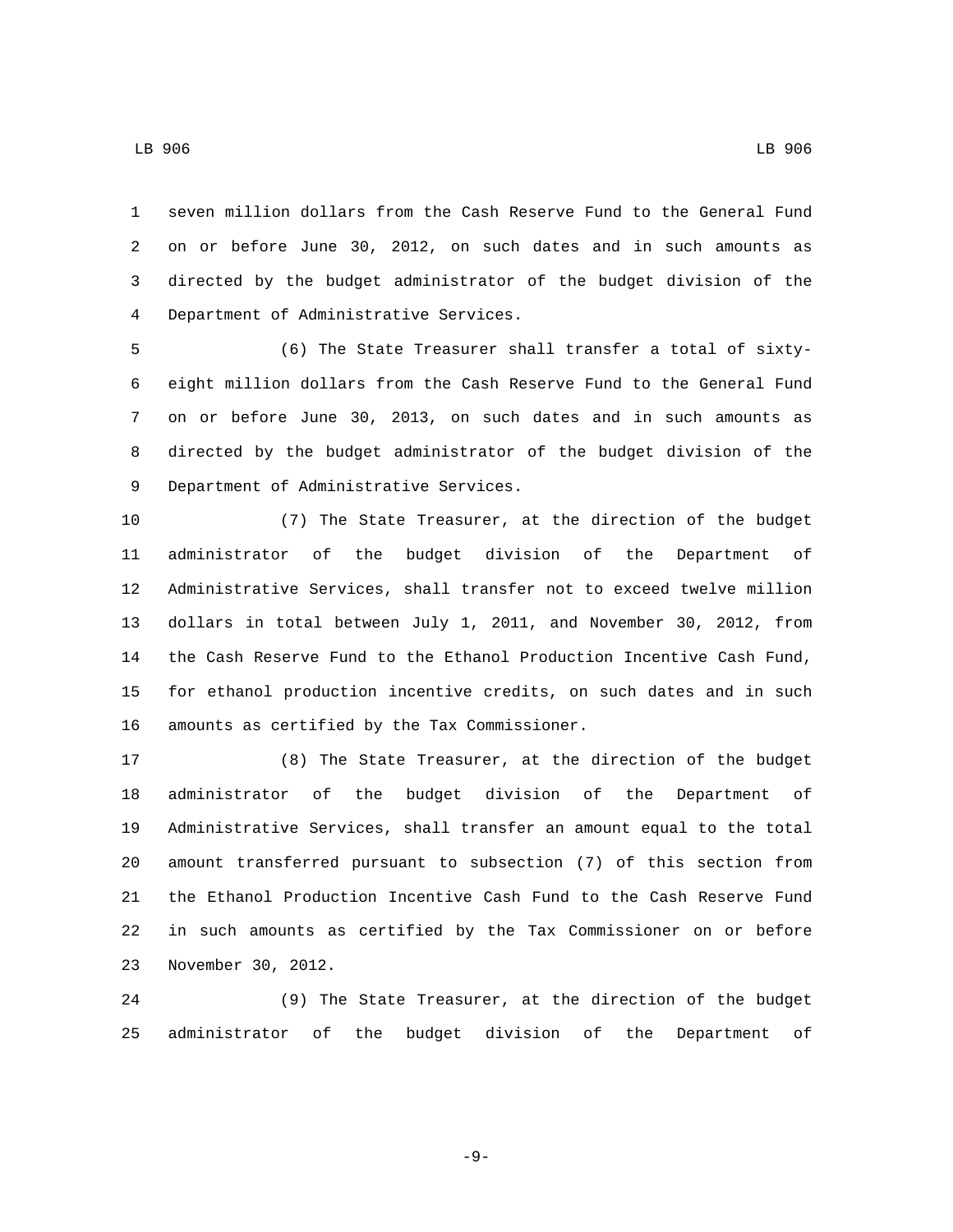seven million dollars from the Cash Reserve Fund to the General Fund on or before June 30, 2012, on such dates and in such amounts as directed by the budget administrator of the budget division of the Department of Administrative Services.

(6) The State Treasurer shall transfer a total of sixty-eight million dollars from the Cash Reserve Fund to the General Fund on or before June 30, 2013, on such dates and in such amounts as directed by the budget administrator of the budget division of the Department of Administrative Services.

(7) The State Treasurer, at the direction of the budget administrator of the budget division of the Department of Administrative Services, shall transfer not to exceed twelve million dollars in total between July 1, 2011, and November 30, 2012, from the Cash Reserve Fund to the Ethanol Production Incentive Cash Fund, for ethanol production incentive credits, on such dates and in such amounts as certified by the Tax Commissioner.

(8) The State Treasurer, at the direction of the budget administrator of the budget division of the Department of Administrative Services, shall transfer an amount equal to the total amount transferred pursuant to subsection (7) of this section from the Ethanol Production Incentive Cash Fund to the Cash Reserve Fund in such amounts as certified by the Tax Commissioner on or before November 30, 2012.

(9) The State Treasurer, at the direction of the budget administrator of the budget division of the Department of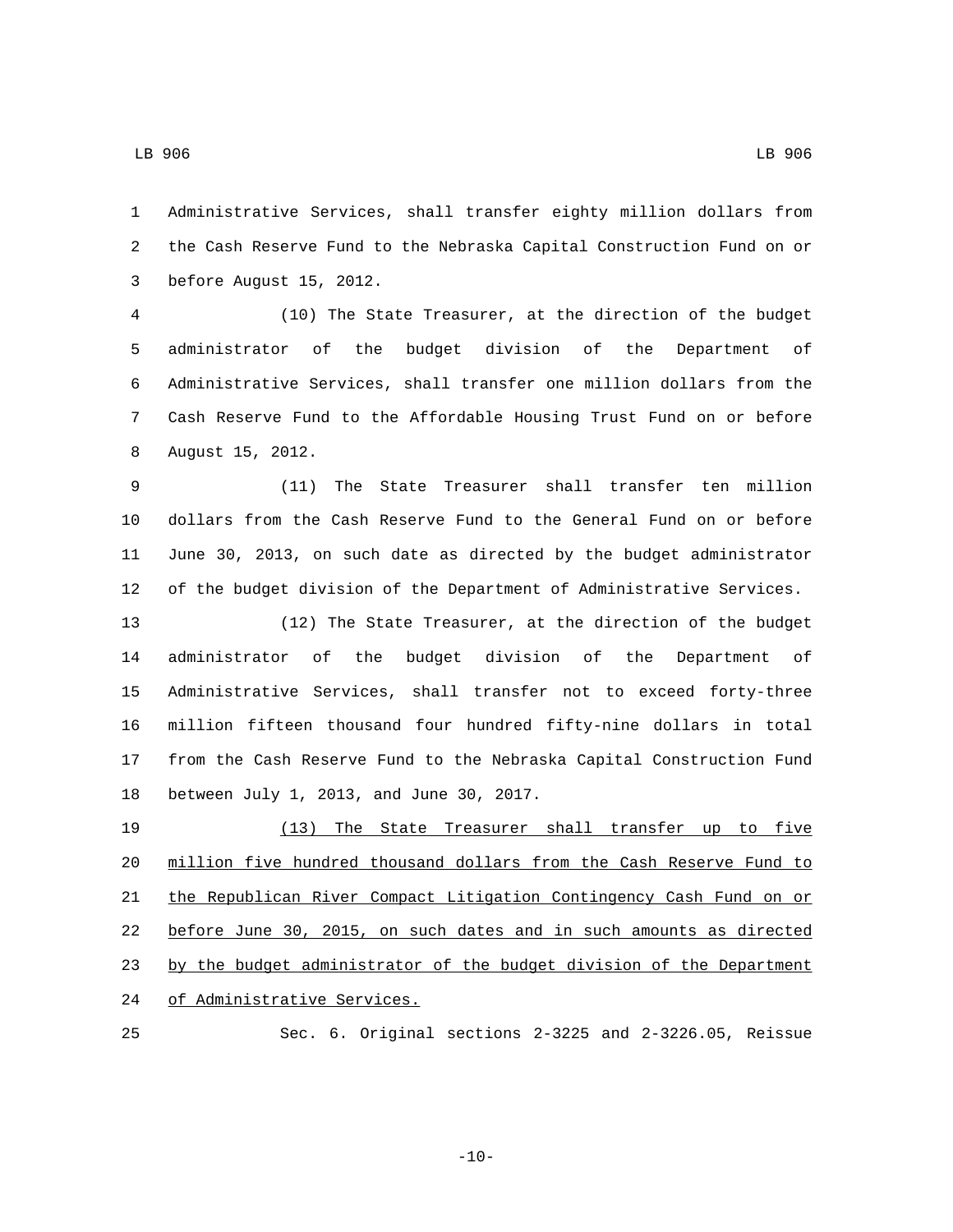Administrative Services, shall transfer eighty million dollars from the Cash Reserve Fund to the Nebraska Capital Construction Fund on or before August 15, 2012.

(10) The State Treasurer, at the direction of the budget administrator of the budget division of the Department of Administrative Services, shall transfer one million dollars from the Cash Reserve Fund to the Affordable Housing Trust Fund on or before August 15, 2012.

(11) The State Treasurer shall transfer ten million dollars from the Cash Reserve Fund to the General Fund on or before June 30, 2013, on such date as directed by the budget administrator of the budget division of the Department of Administrative Services.

(12) The State Treasurer, at the direction of the budget administrator of the budget division of the Department of Administrative Services, shall transfer not to exceed forty-three million fifteen thousand four hundred fifty-nine dollars in total from the Cash Reserve Fund to the Nebraska Capital Construction Fund between July 1, 2013, and June 30, 2017.

<u>(13) The State Treasurer shall transfer up to five million five hundred thousand dollars from the Cash Reserve Fund to the Republican River Compact Litigation Contingency Cash Fund on or before June 30, 2015, on such dates and in such amounts as directed by the budget administrator of the budget division of the Department of Administrative Services.</u>

Sec. 6. Original sections 2-3225 and 2-3226.05, Reissue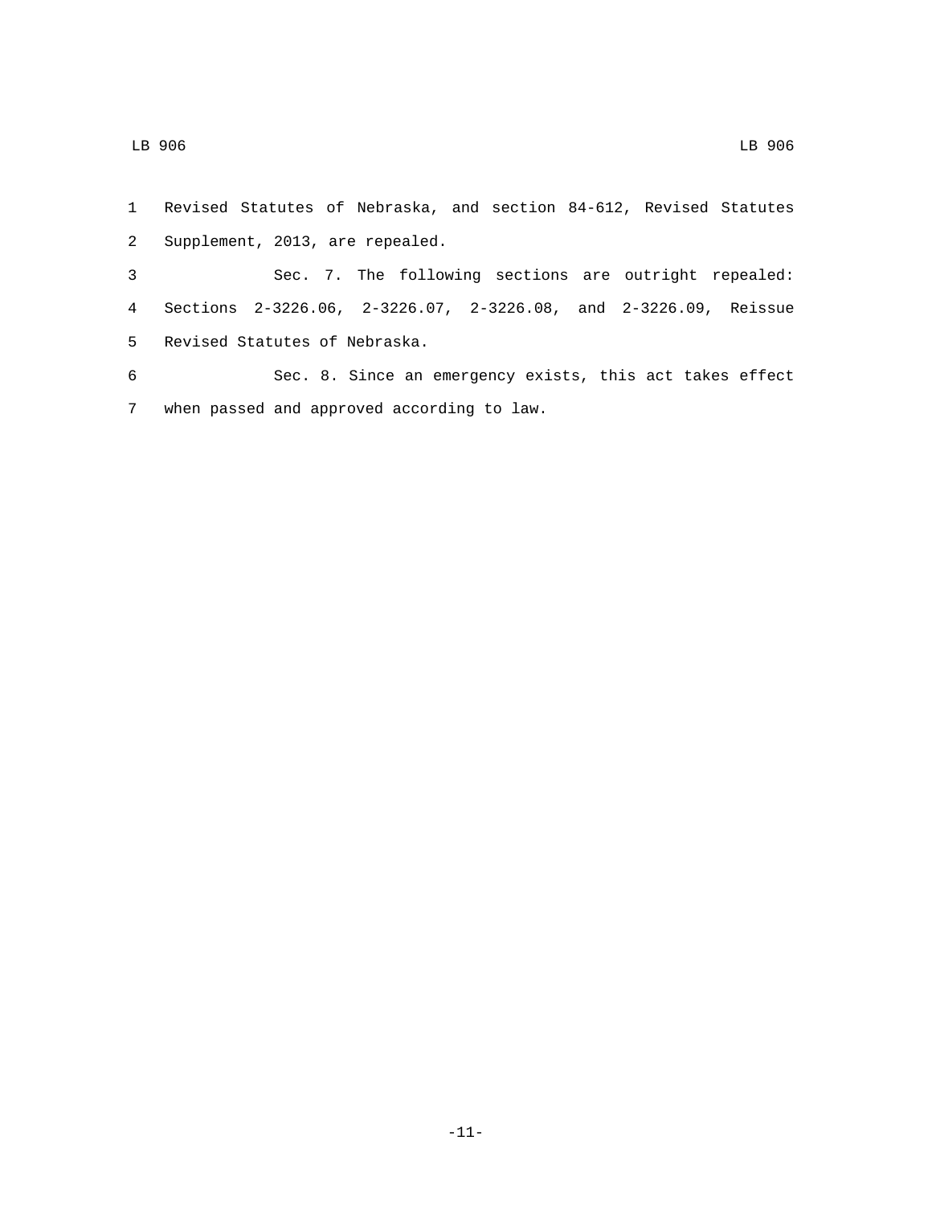Revised Statutes of Nebraska, and section 84-612, Revised Statutes Supplement, 2013, are repealed.

Sec. 7. The following sections are outright repealed: Sections 2-3226.06, 2-3226.07, 2-3226.08, and 2-3226.09, Reissue Revised Statutes of Nebraska.

Sec. 8. Since an emergency exists, this act takes effect when passed and approved according to law.